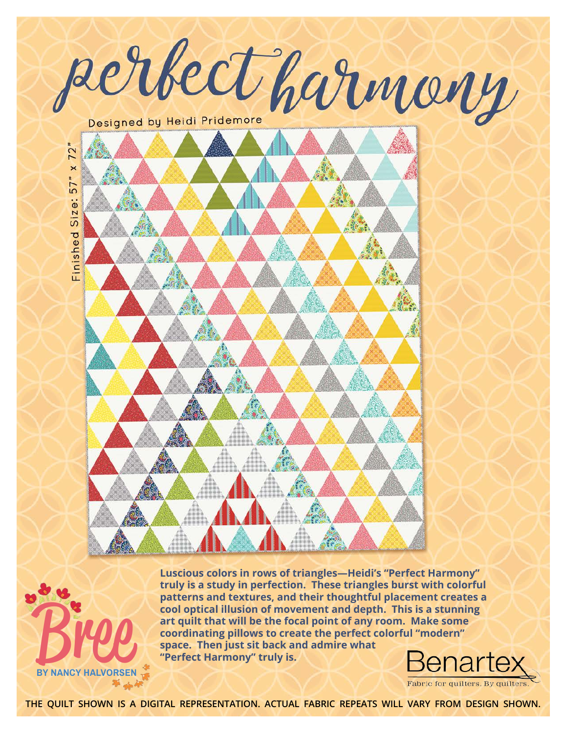# perfect harmony

Designed by Heidi Pridemore

Finished Size: 57" x 72"

**Luscious colors in rows of triangles—Heidi's "Perfect Harmony" truly is a study in perfection. These triangles burst with colorful patterns and textures, and their thoughtful placement creates a cool optical illusion of movement and depth. This is a stunning art quilt that will be the focal point of any room. Make some coordinating pillows to create the perfect colorful "modern" space. Then just sit back and admire what "Perfect Harmony" truly is.**

Bree BY NANCY HALVORSEN

Benartex — Fabric for quilters. By quilters.

**THE QUILT SHOWN IS A DIGITAL REPRESENTATION. ACTUAL FABRIC REPEATS WILL VARY FROM DESIGN SHOWN.**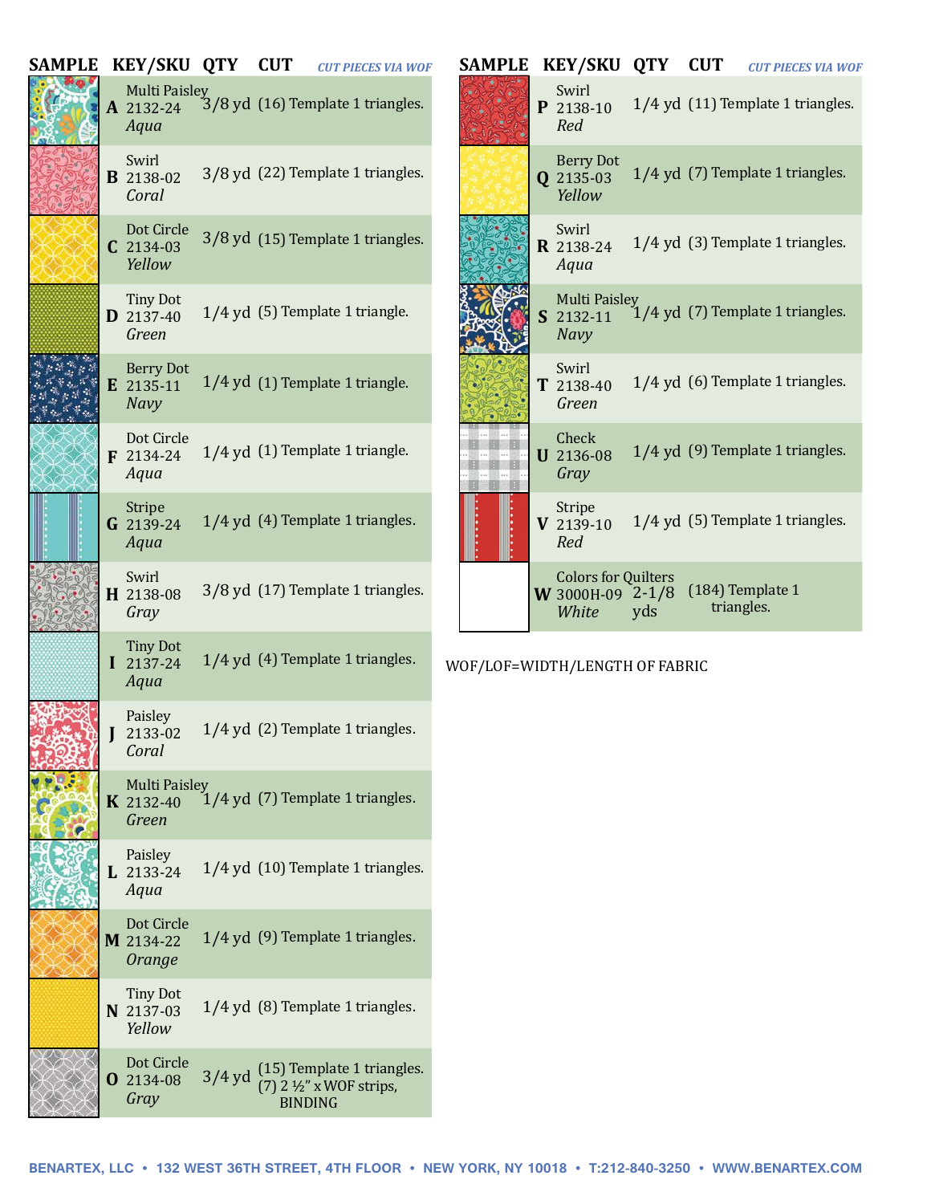| SAMPLE | KEY/SKU | QTY | CUT *CUT PIECES VIA WOF* |
|---|---|---|---|
| | **A** Multi Paisley 2132-24 *Aqua* | 3/8 yd | (16) Template 1 triangles. |
| | **B** Swirl 2138-02 *Coral* | 3/8 yd | (22) Template 1 triangles. |
| | **C** Dot Circle 2134-03 *Yellow* | 3/8 yd | (15) Template 1 triangles. |
| | **D** Tiny Dot 2137-40 *Green* | 1/4 yd | (5) Template 1 triangle. |
| | **E** Berry Dot 2135-11 *Navy* | 1/4 yd | (1) Template 1 triangle. |
| | **F** Dot Circle 2134-24 *Aqua* | 1/4 yd | (1) Template 1 triangle. |
| | **G** Stripe 2139-24 *Aqua* | 1/4 yd | (4) Template 1 triangles. |
| | **H** Swirl 2138-08 *Gray* | 3/8 yd | (17) Template 1 triangles. |
| | **I** Tiny Dot 2137-24 *Aqua* | 1/4 yd | (4) Template 1 triangles. |
| | **J** Paisley 2133-02 *Coral* | 1/4 yd | (2) Template 1 triangles. |
| | **K** Multi Paisley 2132-40 *Green* | 1/4 yd | (7) Template 1 triangles. |
| | **L** Paisley 2133-24 *Aqua* | 1/4 yd | (10) Template 1 triangles. |
| | **M** Dot Circle 2134-22 *Orange* | 1/4 yd | (9) Template 1 triangles. |
| | **N** Tiny Dot 2137-03 *Yellow* | 1/4 yd | (8) Template 1 triangles. |
| | **O** Dot Circle 2134-08 *Gray* | 3/4 yd | (15) Template 1 triangles. (7) 2 ½" x WOF strips, BINDING |
| | **P** Swirl 2138-10 *Red* | 1/4 yd | (11) Template 1 triangles. |
| | **Q** Berry Dot 2135-03 *Yellow* | 1/4 yd | (7) Template 1 triangles. |
| | **R** Swirl 2138-24 *Aqua* | 1/4 yd | (3) Template 1 triangles. |
| | **S** Multi Paisley 2132-11 *Navy* | 1/4 yd | (7) Template 1 triangles. |
| | **T** Swirl 2138-40 *Green* | 1/4 yd | (6) Template 1 triangles. |
| | **U** Check 2136-08 *Gray* | 1/4 yd | (9) Template 1 triangles. |
| | **V** Stripe 2139-10 *Red* | 1/4 yd | (5) Template 1 triangles. |
| | **W** Colors for Quilters 3000H-09 *White* | 2-1/8 yds | (184) Template 1 triangles. |

WOF/LOF=WIDTH/LENGTH OF FABRIC

BENARTEX, LLC • 132 WEST 36TH STREET, 4TH FLOOR • NEW YORK, NY 10018 • T:212-840-3250 • WWW.BENARTEX.COM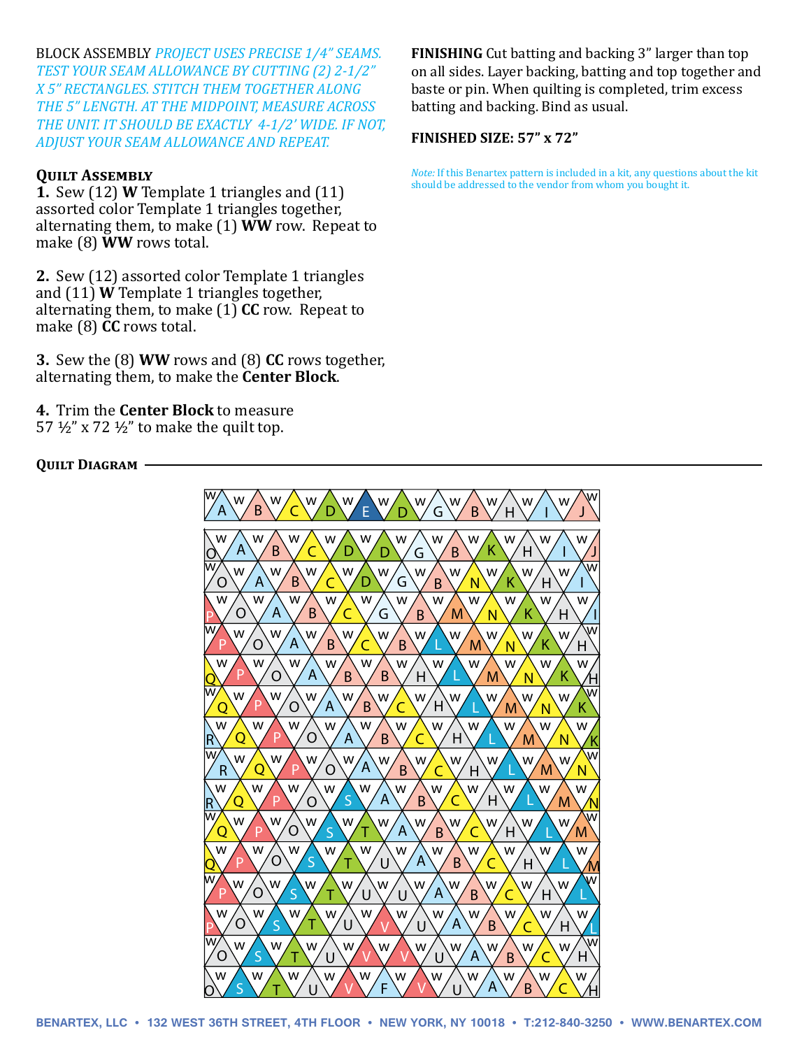BLOCK ASSEMBLY *PROJECT USES PRECISE 1/4" SEAMS. TEST YOUR SEAM ALLOWANCE BY CUTTING (2) 2-1/2" X 5" RECTANGLES. STITCH THEM TOGETHER ALONG THE 5" LENGTH. AT THE MIDPOINT, MEASURE ACROSS THE UNIT. IT SHOULD BE EXACTLY 4-1/2' WIDE. IF NOT, ADJUST YOUR SEAM ALLOWANCE AND REPEAT.*

### Quilt Assembly

**1.** Sew (12) **W** Template 1 triangles and (11) assorted color Template 1 triangles together, alternating them, to make (1) **WW** row. Repeat to make (8) **WW** rows total.

**2.** Sew (12) assorted color Template 1 triangles and (11) **W** Template 1 triangles together, alternating them, to make (1) **CC** row. Repeat to make (8) **CC** rows total.

**3.** Sew the (8) **WW** rows and (8) **CC** rows together, alternating them, to make the **Center Block**.

**4.** Trim the **Center Block** to measure 57 ½" x 72 ½" to make the quilt top.

**FINISHING** Cut batting and backing 3" larger than top on all sides. Layer backing, batting and top together and baste or pin. When quilting is completed, trim excess batting and backing. Bind as usual.

**FINISHED SIZE: 57" x 72"**

*Note:* If this Benartex pattern is included in a kit, any questions about the kit should be addressed to the vendor from whom you bought it.

### Quilt Diagram

BENARTEX, LLC • 132 WEST 36TH STREET, 4TH FLOOR • NEW YORK, NY 10018 • T:212-840-3250 • WWW.BENARTEX.COM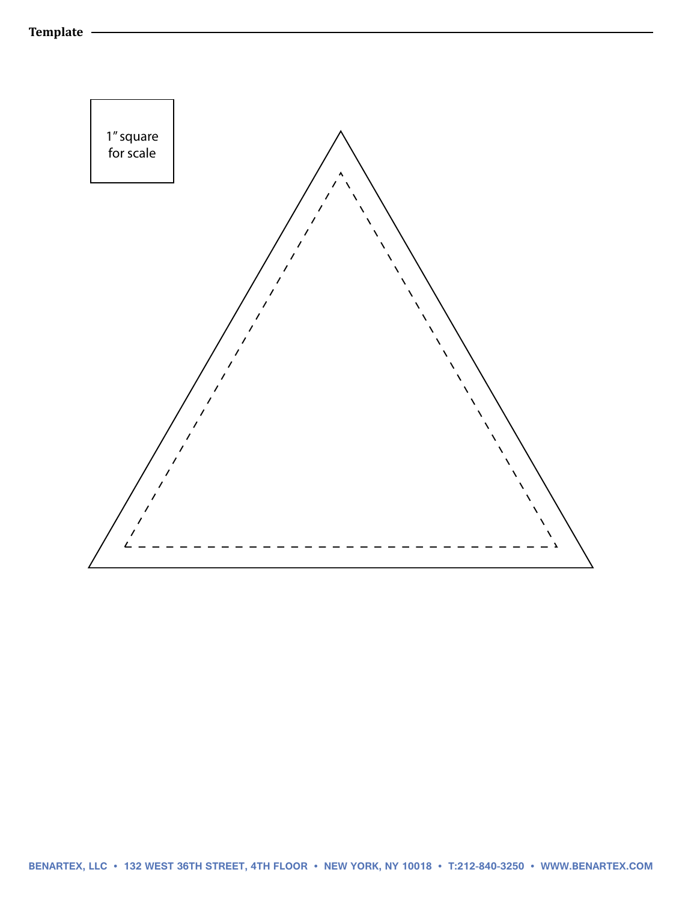**Template**

1" square for scale